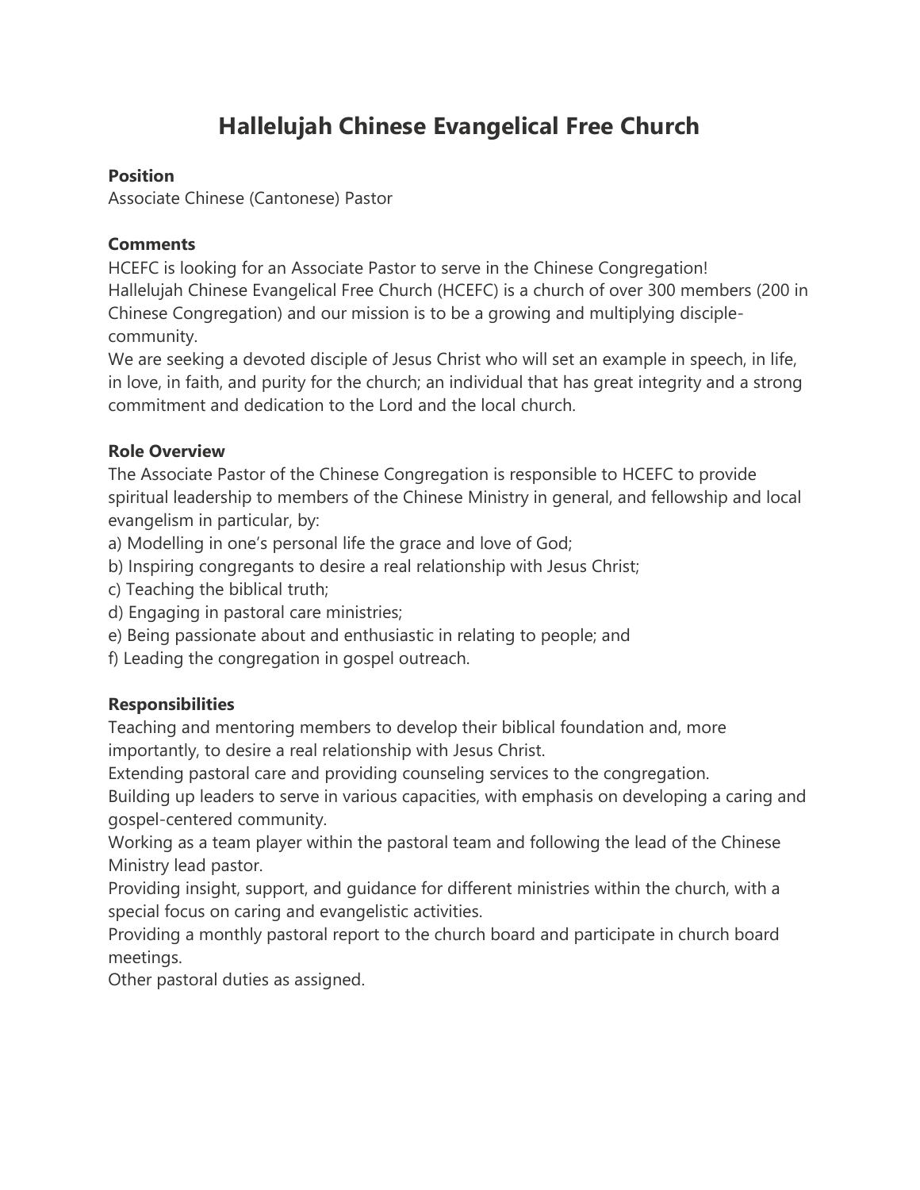# Hallelujah Chinese Evangelical Free Church

**Position**

Associate Chinese (Cantonese) Pastor

**Comments**

HCEFC is looking for an Associate Pastor to serve in the Chinese Congregation!
Hallelujah Chinese Evangelical Free Church (HCEFC) is a church of over 300 members (200 in Chinese Congregation) and our mission is to be a growing and multiplying disciple-community.
We are seeking a devoted disciple of Jesus Christ who will set an example in speech, in life, in love, in faith, and purity for the church; an individual that has great integrity and a strong commitment and dedication to the Lord and the local church.

**Role Overview**

The Associate Pastor of the Chinese Congregation is responsible to HCEFC to provide spiritual leadership to members of the Chinese Ministry in general, and fellowship and local evangelism in particular, by:
a) Modelling in one's personal life the grace and love of God;
b) Inspiring congregants to desire a real relationship with Jesus Christ;
c) Teaching the biblical truth;
d) Engaging in pastoral care ministries;
e) Being passionate about and enthusiastic in relating to people; and
f) Leading the congregation in gospel outreach.

**Responsibilities**

Teaching and mentoring members to develop their biblical foundation and, more importantly, to desire a real relationship with Jesus Christ.
Extending pastoral care and providing counseling services to the congregation.
Building up leaders to serve in various capacities, with emphasis on developing a caring and gospel-centered community.
Working as a team player within the pastoral team and following the lead of the Chinese Ministry lead pastor.
Providing insight, support, and guidance for different ministries within the church, with a special focus on caring and evangelistic activities.
Providing a monthly pastoral report to the church board and participate in church board meetings.
Other pastoral duties as assigned.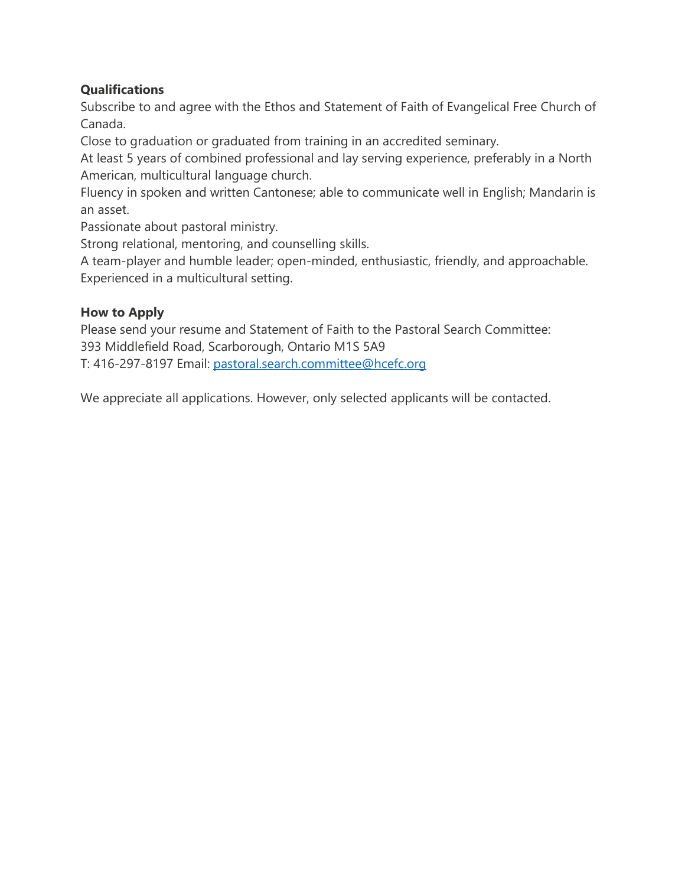**Qualifications**

Subscribe to and agree with the Ethos and Statement of Faith of Evangelical Free Church of Canada.

Close to graduation or graduated from training in an accredited seminary.

At least 5 years of combined professional and lay serving experience, preferably in a North American, multicultural language church.

Fluency in spoken and written Cantonese; able to communicate well in English; Mandarin is an asset.

Passionate about pastoral ministry.

Strong relational, mentoring, and counselling skills.

A team-player and humble leader; open-minded, enthusiastic, friendly, and approachable.

Experienced in a multicultural setting.

**How to Apply**

Please send your resume and Statement of Faith to the Pastoral Search Committee:

393 Middlefield Road, Scarborough, Ontario M1S 5A9

T: 416-297-8197 Email: pastoral.search.committee@hcefc.org

We appreciate all applications. However, only selected applicants will be contacted.